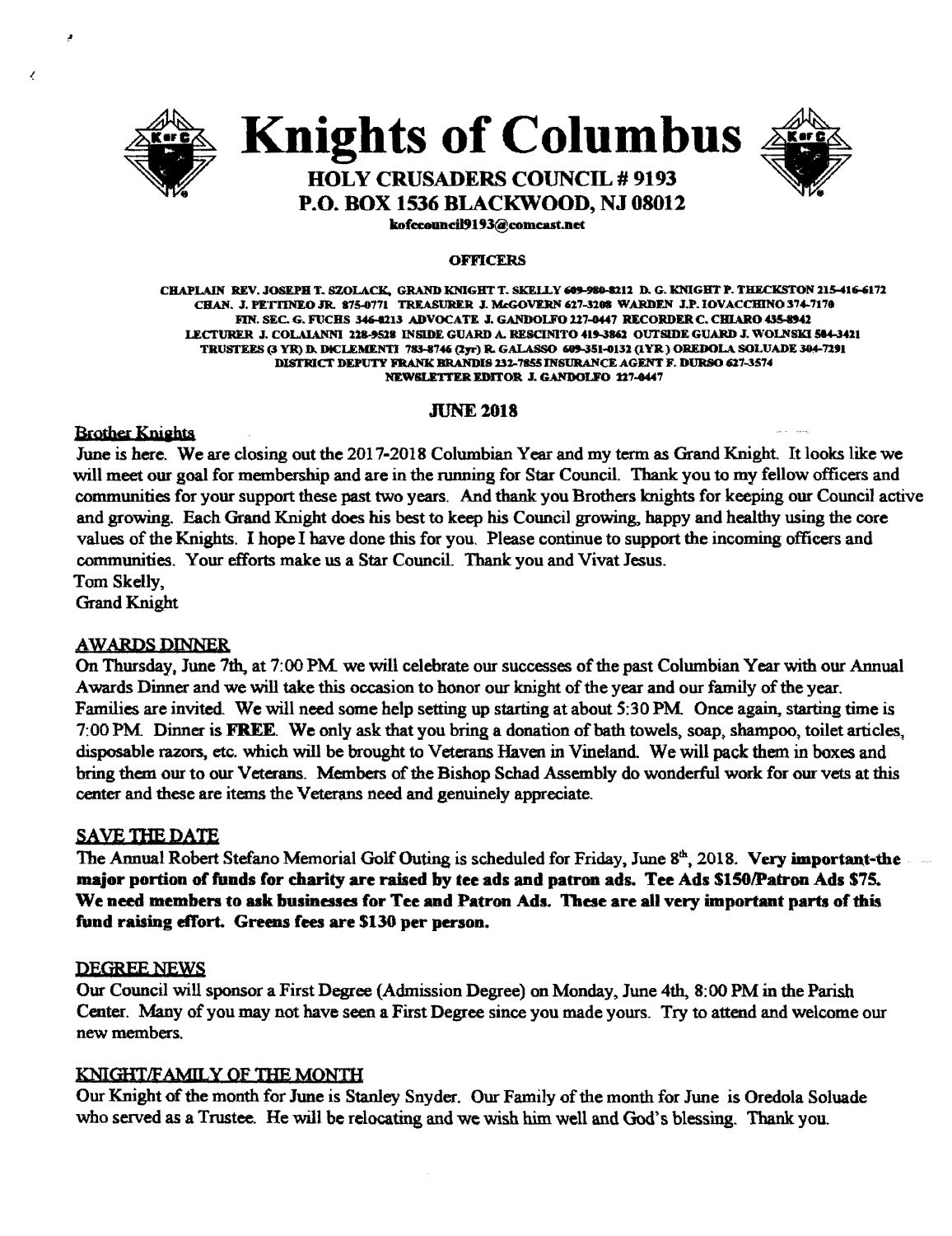# Knights of Columbus

## HOLY CRUSADERS COUNCIL # 9193
## P.O. BOX 1536 BLACKWOOD, NJ 08012

kofccouncil9193@comcast.net

### OFFICERS

CHAPLAIN REV. JOSEPH T. SZOLACK, GRAND KNIGHT T. SKELLY 609-980-8212 D. G. KNIGHT P. THECKSTON 215-416-6172
CHAN. J. PETTINEO JR. 875-0771 TREASURER J. McGOVERN 627-3208 WARDEN J.P. IOVACCHINO 374-7170
FIN. SEC. G. FUCHS 346-8213 ADVOCATE J. GANDOLFO 227-0447 RECORDER C. CHIARO 435-8942
LECTURER J. COLALANNI 228-9528 INSIDE GUARD A. RESCINITO 419-3862 OUTSIDE GUARD J. WOLNSKI 584-3421
TRUSTEES (3 YR) D. DiCLEMENTI 783-8746 (2yr) R. GALASSO 609-351-0132 (1YR) OREDOLA SOLUADE 304-7291
DISTRICT DEPUTY FRANK BRANDIS 232-7855 INSURANCE AGENT F. DURSO 627-3574
NEWSLETTER EDITOR J. GANDOLFO 227-0447

### JUNE 2018

Brother Knights

June is here. We are closing out the 2017-2018 Columbian Year and my term as Grand Knight. It looks like we will meet our goal for membership and are in the running for Star Council. Thank you to my fellow officers and communities for your support these past two years. And thank you Brothers knights for keeping our Council active and growing. Each Grand Knight does his best to keep his Council growing, happy and healthy using the core values of the Knights. I hope I have done this for you. Please continue to support the incoming officers and communities. Your efforts make us a Star Council. Thank you and Vivat Jesus.

Tom Skelly,
Grand Knight

### AWARDS DINNER

On Thursday, June 7th, at 7:00 PM we will celebrate our successes of the past Columbian Year with our Annual Awards Dinner and we will take this occasion to honor our knight of the year and our family of the year. Families are invited. We will need some help setting up starting at about 5:30 PM. Once again, starting time is 7:00 PM. Dinner is **FREE**. We only ask that you bring a donation of bath towels, soap, shampoo, toilet articles, disposable razors, etc. which will be brought to Veterans Haven in Vineland. We will pack them in boxes and bring them our to our Veterans. Members of the Bishop Schad Assembly do wonderful work for our vets at this center and these are items the Veterans need and genuinely appreciate.

### SAVE THE DATE

The Annual Robert Stefano Memorial Golf Outing is scheduled for Friday, June 8th, 2018. **Very important-the major portion of funds for charity are raised by tee ads and patron ads. Tee Ads $150/Patron Ads $75. We need members to ask businesses for Tee and Patron Ads. These are all very important parts of this fund raising effort. Greens fees are $130 per person.**

### DEGREE NEWS

Our Council will sponsor a First Degree (Admission Degree) on Monday, June 4th, 8:00 PM in the Parish Center. Many of you may not have seen a First Degree since you made yours. Try to attend and welcome our new members.

### KNIGHT/FAMILY OF THE MONTH

Our Knight of the month for June is Stanley Snyder. Our Family of the month for June is Oredola Soluade who served as a Trustee. He will be relocating and we wish him well and God's blessing. Thank you.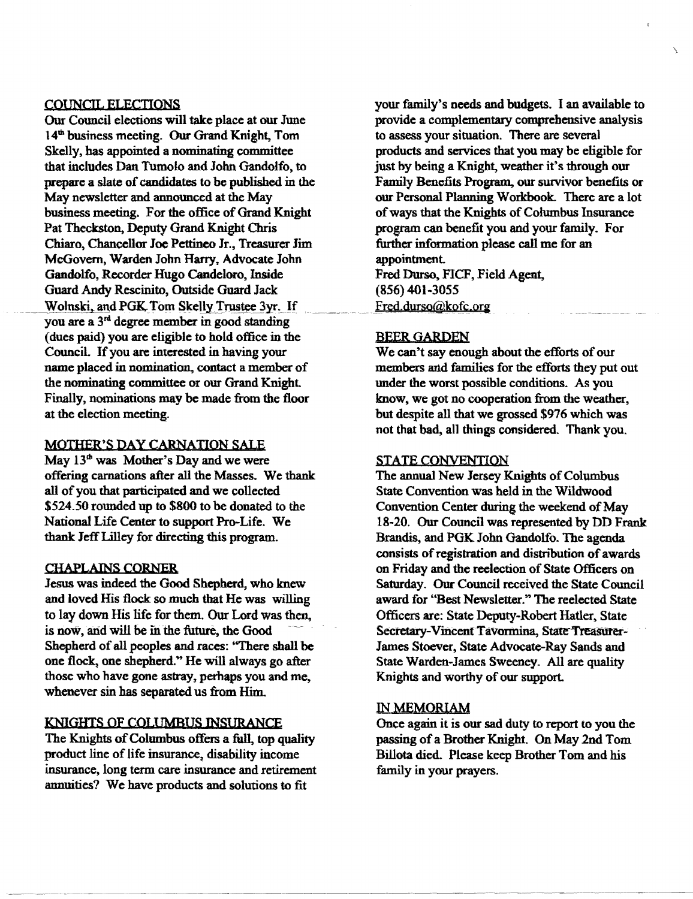## COUNCIL ELECTIONS

Our Council elections will take place at our June 14th business meeting. Our Grand Knight, Tom Skelly, has appointed a nominating committee that includes Dan Tumolo and John Gandolfo, to prepare a slate of candidates to be published in the May newsletter and announced at the May business meeting. For the office of Grand Knight Pat Theckston, Deputy Grand Knight Chris Chiaro, Chancellor Joe Pettineo Jr., Treasurer Jim McGovern, Warden John Harry, Advocate John Gandolfo, Recorder Hugo Candeloro, Inside Guard Andy Rescinito, Outside Guard Jack Wolnski, and PGK Tom Skelly Trustee 3yr. If you are a 3rd degree member in good standing (dues paid) you are eligible to hold office in the Council. If you are interested in having your name placed in nomination, contact a member of the nominating committee or our Grand Knight. Finally, nominations may be made from the floor at the election meeting.

## MOTHER'S DAY CARNATION SALE

May 13th was Mother's Day and we were offering carnations after all the Masses. We thank all of you that participated and we collected $524.50 rounded up to $800 to be donated to the National Life Center to support Pro-Life. We thank Jeff Lilley for directing this program.

## CHAPLAINS CORNER

Jesus was indeed the Good Shepherd, who knew and loved His flock so much that He was willing to lay down His life for them. Our Lord was then, is now, and will be in the future, the Good Shepherd of all peoples and races: "There shall be one flock, one shepherd." He will always go after those who have gone astray, perhaps you and me, whenever sin has separated us from Him.

## KNIGHTS OF COLUMBUS INSURANCE

The Knights of Columbus offers a full, top quality product line of life insurance, disability income insurance, long term care insurance and retirement annuities? We have products and solutions to fit your family's needs and budgets. I an available to provide a complementary comprehensive analysis to assess your situation. There are several products and services that you may be eligible for just by being a Knight, weather it's through our Family Benefits Program, our survivor benefits or our Personal Planning Workbook. There are a lot of ways that the Knights of Columbus Insurance program can benefit you and your family. For further information please call me for an appointment.

Fred Durso, FICF, Field Agent,
(856) 401-3055
Fred.durso@kofc.org

## BEER GARDEN

We can't say enough about the efforts of our members and families for the efforts they put out under the worst possible conditions. As you know, we got no cooperation from the weather, but despite all that we grossed $976 which was not that bad, all things considered. Thank you.

## STATE CONVENTION

The annual New Jersey Knights of Columbus State Convention was held in the Wildwood Convention Center during the weekend of May 18-20. Our Council was represented by DD Frank Brandis, and PGK John Gandolfo. The agenda consists of registration and distribution of awards on Friday and the reelection of State Officers on Saturday. Our Council received the State Council award for "Best Newsletter." The reelected State Officers are: State Deputy-Robert Hatler, State Secretary-Vincent Tavormina, State Treasurer-James Stoever, State Advocate-Ray Sands and State Warden-James Sweeney. All are quality Knights and worthy of our support.

## IN MEMORIAM

Once again it is our sad duty to report to you the passing of a Brother Knight. On May 2nd Tom Billota died. Please keep Brother Tom and his family in your prayers.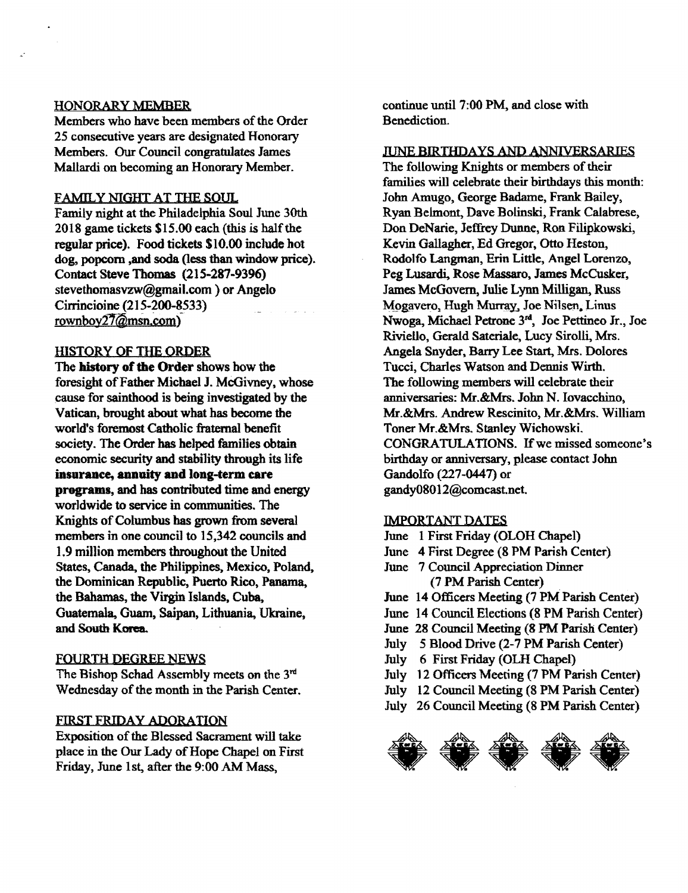## HONORARY MEMBER

Members who have been members of the Order 25 consecutive years are designated Honorary Members. Our Council congratulates James Mallardi on becoming an Honorary Member.

## FAMILY NIGHT AT THE SOUL

Family night at the Philadelphia Soul June 30th 2018 game tickets $15.00 each (this is half the regular price). Food tickets $10.00 include hot dog, popcorn ,and soda (less than window price). Contact **Steve Thomas (215-287-9396)** stevethomasvzw@gmail.com ) or Angelo Cirrincioine (215-200-8533) rownboy27@msn.com)

## HISTORY OF THE ORDER

**The history of the Order shows how the foresight of Father Michael J. McGivney, whose cause for sainthood is being investigated by the Vatican, brought about what has become the world's foremost Catholic fraternal benefit society. The Order has helped families obtain economic security and stability through its life insurance, annuity and long-term care programs, and has contributed time and energy worldwide to service in communities. The Knights of Columbus has grown from several members in one council to 15,342 councils and 1.9 million members throughout the United States, Canada, the Philippines, Mexico, Poland, the Dominican Republic, Puerto Rico, Panama, the Bahamas, the Virgin Islands, Cuba, Guatemala, Guam, Saipan, Lithuania, Ukraine, and South Korea.**

## FOURTH DEGREE NEWS

The Bishop Schad Assembly meets on the 3rd Wednesday of the month in the Parish Center.

## FIRST FRIDAY ADORATION

Exposition of the Blessed Sacrament will take place in the Our Lady of Hope Chapel on First Friday, June 1st, after the 9:00 AM Mass, continue until 7:00 PM, and close with Benediction.

## JUNE BIRTHDAYS AND ANNIVERSARIES

The following Knights or members of their families will celebrate their birthdays this month: John Amugo, George Badame, Frank Bailey, Ryan Belmont, Dave Bolinski, Frank Calabrese, Don DeNarie, Jeffrey Dunne, Ron Filipkowski, Kevin Gallagher, Ed Gregor, Otto Heston, Rodolfo Langman, Erin Little, Angel Lorenzo, Peg Lusardi, Rose Massaro, James McCusker, James McGovern, Julie Lynn Milligan, Russ Mogavero, Hugh Murray, Joe Nilsen, Linus Nwoga, Michael Petrone 3rd, Joe Pettineo Jr., Joe Riviello, Gerald Sateriale, Lucy Sirolli, Mrs. Angela Snyder, Barry Lee Start, Mrs. Dolores Tucci, Charles Watson and Dennis Wirth.

The following members will celebrate their anniversaries: Mr.&Mrs. John N. Iovacchino, Mr.&Mrs. Andrew Rescinito, Mr.&Mrs. William Toner Mr.&Mrs. Stanley Wichowski.

CONGRATULATIONS. If we missed someone's birthday or anniversary, please contact John Gandolfo (227-0447) or gandy08012@comcast.net.

## IMPORTANT DATES

- June 1 First Friday (OLOH Chapel)
- June 4 First Degree (8 PM Parish Center)
- June 7 Council Appreciation Dinner (7 PM Parish Center)
- June 14 Officers Meeting (7 PM Parish Center)
- June 14 Council Elections (8 PM Parish Center)
- June 28 Council Meeting (8 PM Parish Center)
- July 5 Blood Drive (2-7 PM Parish Center)
- July 6 First Friday (OLH Chapel)
- July 12 Officers Meeting (7 PM Parish Center)
- July 12 Council Meeting (8 PM Parish Center)
- July 26 Council Meeting (8 PM Parish Center)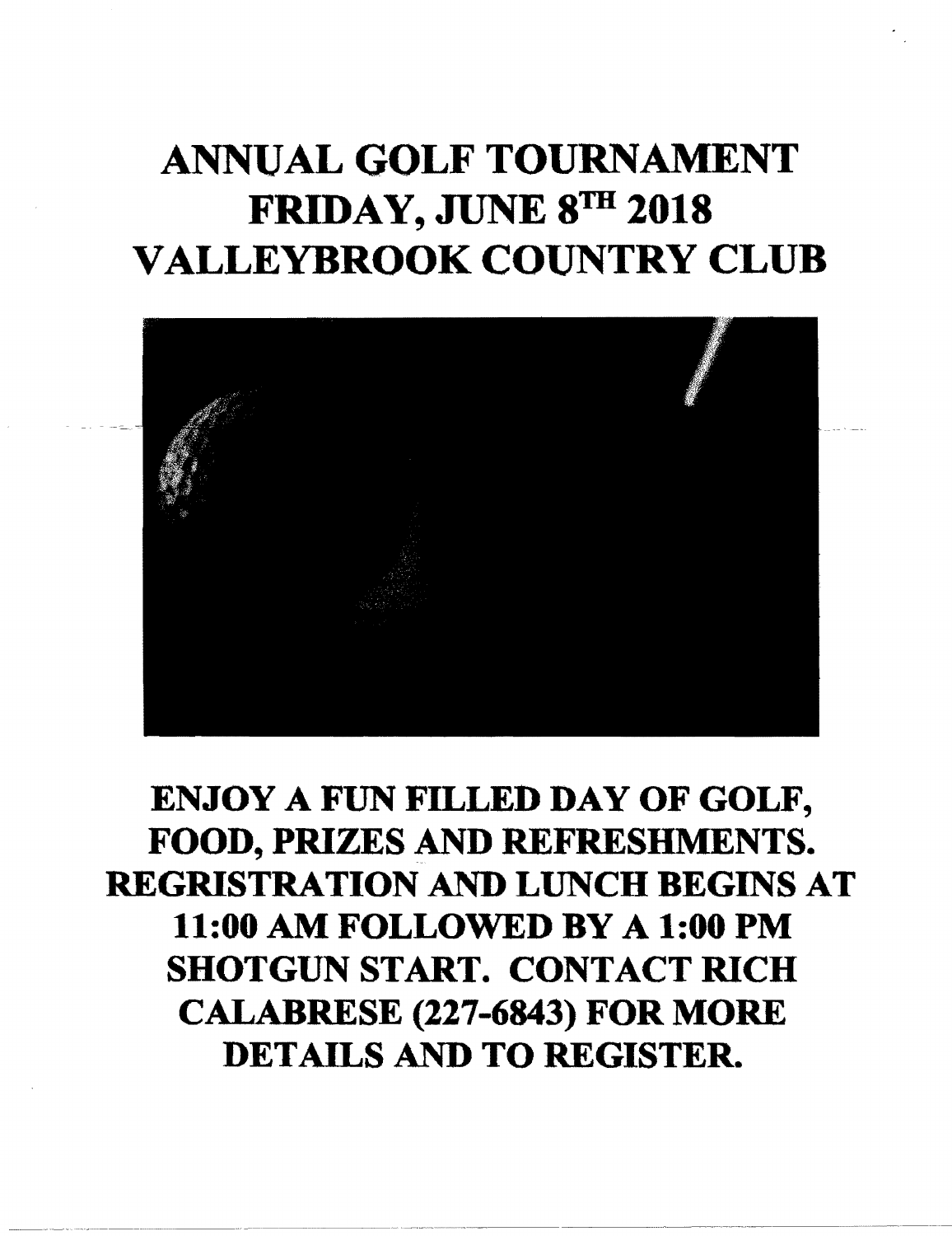# ANNUAL GOLF TOURNAMENT
# FRIDAY, JUNE 8TH 2018
# VALLEYBROOK COUNTRY CLUB

**ENJOY A FUN FILLED DAY OF GOLF, FOOD, PRIZES AND REFRESHMENTS. REGRISTRATION AND LUNCH BEGINS AT 11:00 AM FOLLOWED BY A 1:00 PM SHOTGUN START. CONTACT RICH CALABRESE (227-6843) FOR MORE DETAILS AND TO REGISTER.**